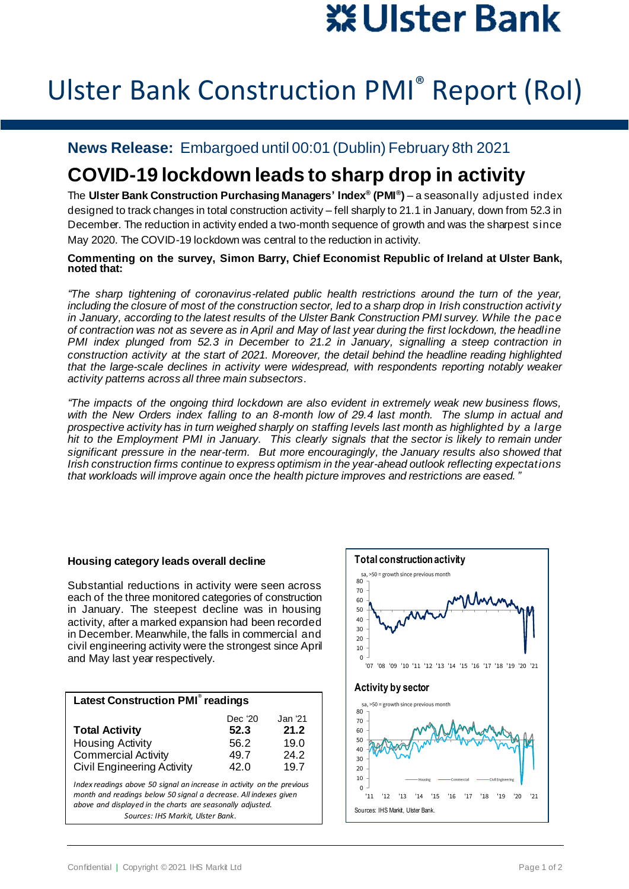# Ulster Bank Construction PMI® Report (RoI)

**News Release:** Embargoed until 00:01 (Dublin) February 8th 2021

## COVID-19 lockdown leads to sharp drop in activity

The **Ulster Bank Construction Purchasing Managers' Index® (PMI®)** – a seasonally adjusted index designed to track changes in total construction activity – fell sharply to 21.1 in January, down from 52.3 in December. The reduction in activity ended a two-month sequence of growth and was the sharpest since May 2020. The COVID-19 lockdown was central to the reduction in activity.

**Commenting on the survey, Simon Barry, Chief Economist Republic of Ireland at Ulster Bank, noted that:**

*"The sharp tightening of coronavirus-related public health restrictions around the turn of the year, including the closure of most of the construction sector, led to a sharp drop in Irish construction activity in January, according to the latest results of the Ulster Bank Construction PMI survey. While the pace of contraction was not as severe as in April and May of last year during the first lockdown, the headline PMI index plunged from 52.3 in December to 21.2 in January, signalling a steep contraction in construction activity at the start of 2021. Moreover, the detail behind the headline reading highlighted that the large-scale declines in activity were widespread, with respondents reporting notably weaker activity patterns across all three main subsectors.*

*"The impacts of the ongoing third lockdown are also evident in extremely weak new business flows, with the New Orders index falling to an 8-month low of 29.4 last month. The slump in actual and prospective activity has in turn weighed sharply on staffing levels last month as highlighted by a large hit to the Employment PMI in January. This clearly signals that the sector is likely to remain under significant pressure in the near-term. But more encouragingly, the January results also showed that Irish construction firms continue to express optimism in the year-ahead outlook reflecting expectations that workloads will improve again once the health picture improves and restrictions are eased."*

### Housing category leads overall decline

Substantial reductions in activity were seen across each of the three monitored categories of construction in January. The steepest decline was in housing activity, after a marked expansion had been recorded in December. Meanwhile, the falls in commercial and civil engineering activity were the strongest since April and May last year respectively.

**Latest Construction PMI® readings**

| | Dec '20 | Jan '21 |
|---|---|---|
| **Total Activity** | **52.3** | **21.2** |
| Housing Activity | 56.2 | 19.0 |
| Commercial Activity | 49.7 | 24.2 |
| Civil Engineering Activity | 42.0 | 19.7 |

*Index readings above 50 signal an increase in activity on the previous month and readings below 50 signal a decrease. All indexes given above and displayed in the charts are seasonally adjusted.*

*Sources: IHS Markit, Ulster Bank.*

**Total construction activity**

sa, >50 = growth since previous month

**Activity by sector**

sa, >50 = growth since previous month

Housing — Commercial — Civil Engineering

Sources: IHS Markit, Ulster Bank.

Confidential | Copyright © 2021 IHS Markit Ltd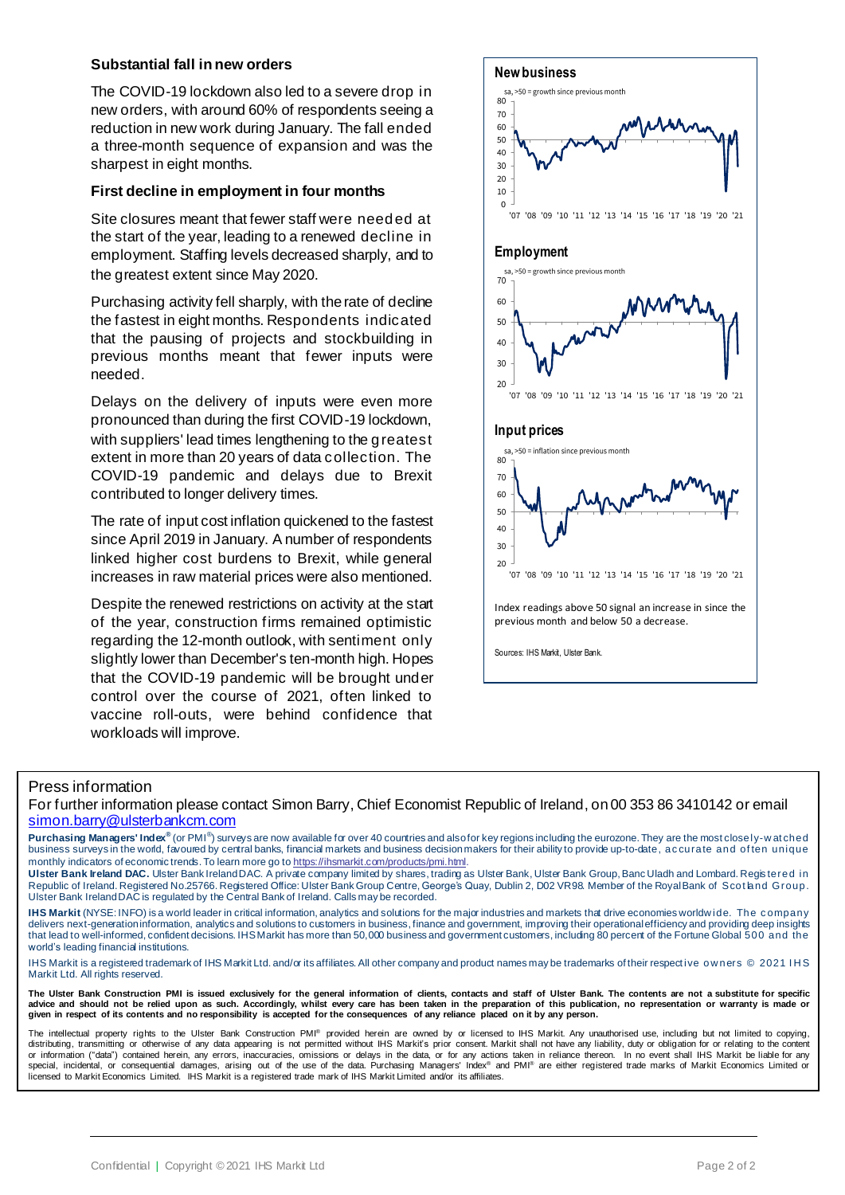## Substantial fall in new orders

The COVID-19 lockdown also led to a severe drop in new orders, with around 60% of respondents seeing a reduction in new work during January. The fall ended a three-month sequence of expansion and was the sharpest in eight months.

## First decline in employment in four months

Site closures meant that fewer staff were needed at the start of the year, leading to a renewed decline in employment. Staffing levels decreased sharply, and to the greatest extent since May 2020.

Purchasing activity fell sharply, with the rate of decline the fastest in eight months. Respondents indicated that the pausing of projects and stockbuilding in previous months meant that fewer inputs were needed.

Delays on the delivery of inputs were even more pronounced than during the first COVID-19 lockdown, with suppliers' lead times lengthening to the greatest extent in more than 20 years of data collection. The COVID-19 pandemic and delays due to Brexit contributed to longer delivery times.

The rate of input cost inflation quickened to the fastest since April 2019 in January. A number of respondents linked higher cost burdens to Brexit, while general increases in raw material prices were also mentioned.

Despite the renewed restrictions on activity at the start of the year, construction firms remained optimistic regarding the 12-month outlook, with sentiment only slightly lower than December's ten-month high. Hopes that the COVID-19 pandemic will be brought under control over the course of 2021, often linked to vaccine roll-outs, were behind confidence that workloads will improve.

**New business**

sa, >50 = growth since previous month

80
70
60
50
40
30
20
10
0

'07 '08 '09 '10 '11 '12 '13 '14 '15 '16 '17 '18 '19 '20 '21

**Employment**

sa, >50 = growth since previous month

70
60
50
40
30
20

'07 '08 '09 '10 '11 '12 '13 '14 '15 '16 '17 '18 '19 '20 '21

**Input prices**

sa, >50 = inflation since previous month

80
70
60
50
40
30
20

'07 '08 '09 '10 '11 '12 '13 '14 '15 '16 '17 '18 '19 '20 '21

Index readings above 50 signal an increase in since the previous month and below 50 a decrease.

Sources: IHS Markit, Ulster Bank.

## Press information

For further information please contact Simon Barry, Chief Economist Republic of Ireland, on 00 353 86 3410142 or email simon.barry@ulsterbankcm.com

**Purchasing Managers' Index®** (or PMI®) surveys are now available for over 40 countries and also for key regions including the eurozone. They are the most closely-watched business surveys in the world, favoured by central banks, financial markets and business decision makers for their ability to provide up-to-date, accurate and often unique monthly indicators of economic trends. To learn more go to https://ihsmarkit.com/products/pmi.html.

**Ulster Bank Ireland DAC.** Ulster Bank Ireland DAC. A private company limited by shares, trading as Ulster Bank, Ulster Bank Group, Banc Uladh and Lombard. Registered in Republic of Ireland. Registered No.25766. Registered Office: Ulster Bank Group Centre, George's Quay, Dublin 2, D02 VR98. Member of the Royal Bank of Scotland Group. Ulster Bank Ireland DAC is regulated by the Central Bank of Ireland. Calls may be recorded.

**IHS Markit** (NYSE: INFO) is a world leader in critical information, analytics and solutions for the major industries and markets that drive economies worldwide. The company delivers next-generation information, analytics and solutions to customers in business, finance and government, improving their operational efficiency and providing deep insights that lead to well-informed, confident decisions. IHS Markit has more than 50,000 business and government customers, including 80 percent of the Fortune Global 500 and the world's leading financial institutions.

IHS Markit is a registered trademark of IHS Markit Ltd. and/or its affiliates. All other company and product names may be trademarks of their respective owners © 2021 IHS Markit Ltd. All rights reserved.

**The Ulster Bank Construction PMI is issued exclusively for the general information of clients, contacts and staff of Ulster Bank. The contents are not a substitute for specific advice and should not be relied upon as such. Accordingly, whilst every care has been taken in the preparation of this publication, no representation or warranty is made or given in respect of its contents and no responsibility is accepted for the consequences of any reliance placed on it by any person.**

The intellectual property rights to the Ulster Bank Construction PMI® provided herein are owned by or licensed to IHS Markit. Any unauthorised use, including but not limited to copying, distributing, transmitting or otherwise of any data appearing is not permitted without IHS Markit's prior consent. Markit shall not have any liability, duty or obligation for or relating to the content or information ("data") contained herein, any errors, inaccuracies, omissions or delays in the data, or for any actions taken in reliance thereon. In no event shall IHS Markit be liable for any special, incidental, or consequential damages, arising out of the use of the data. Purchasing Managers' Index® and PMI® are either registered trade marks of Markit Economics Limited or licensed to Markit Economics Limited. IHS Markit is a registered trade mark of IHS Markit Limited and/or its affiliates.